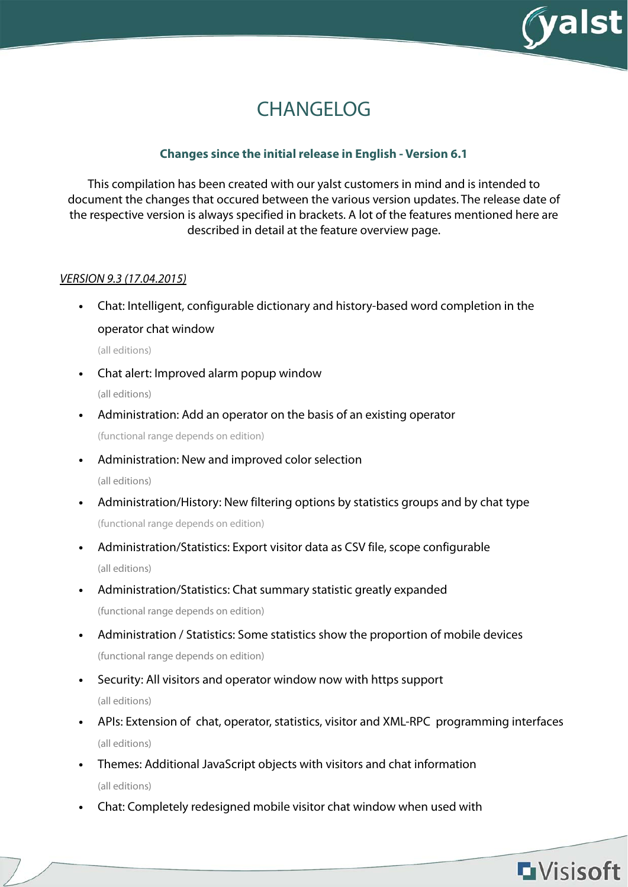# CHANGELOG

**Changes since the initial release in English - Version 6.1**

This compilation has been created with our yalst customers in mind and is intended to document the changes that occured between the various version updates. The release date of the respective version is always specified in brackets. A lot of the features mentioned here are described in detail at the feature overview page.

*VERSION 9.3 (17.04.2015)*

- Chat: Intelligent, configurable dictionary and history-based word completion in the operator chat window
  (all editions)
- Chat alert: Improved alarm popup window
  (all editions)
- Administration: Add an operator on the basis of an existing operator
  (functional range depends on edition)
- Administration: New and improved color selection
  (all editions)
- Administration/History: New filtering options by statistics groups and by chat type
  (functional range depends on edition)
- Administration/Statistics: Export visitor data as CSV file, scope configurable
  (all editions)
- Administration/Statistics: Chat summary statistic greatly expanded
  (functional range depends on edition)
- Administration / Statistics: Some statistics show the proportion of mobile devices
  (functional range depends on edition)
- Security: All visitors and operator window now with https support
  (all editions)
- APIs: Extension of chat, operator, statistics, visitor and XML-RPC programming interfaces
  (all editions)
- Themes: Additional JavaScript objects with visitors and chat information
  (all editions)
- Chat: Completely redesigned mobile visitor chat window when used with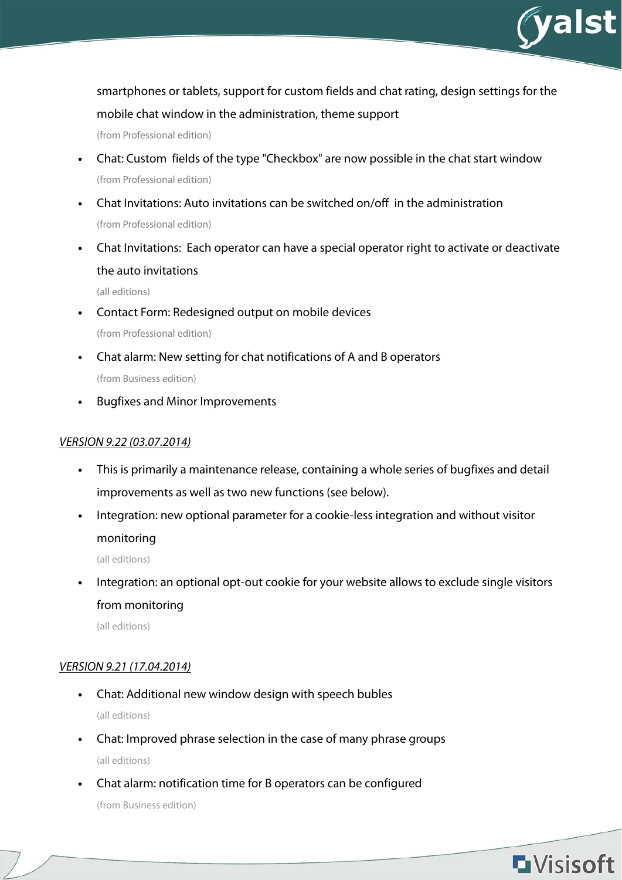smartphones or tablets, support for custom fields and chat rating, design settings for the mobile chat window in the administration, theme support
(from Professional edition)

- Chat: Custom fields of the type "Checkbox" are now possible in the chat start window
  (from Professional edition)
- Chat Invitations: Auto invitations can be switched on/off in the administration
  (from Professional edition)
- Chat Invitations: Each operator can have a special operator right to activate or deactivate the auto invitations
  (all editions)
- Contact Form: Redesigned output on mobile devices
  (from Professional edition)
- Chat alarm: New setting for chat notifications of A and B operators
  (from Business edition)
- Bugfixes and Minor Improvements

*VERSION 9.22 (03.07.2014)*

- This is primarily a maintenance release, containing a whole series of bugfixes and detail improvements as well as two new functions (see below).
- Integration: new optional parameter for a cookie-less integration and without visitor monitoring
  (all editions)
- Integration: an optional opt-out cookie for your website allows to exclude single visitors from monitoring
  (all editions)

*VERSION 9.21 (17.04.2014)*

- Chat: Additional new window design with speech bubles
  (all editions)
- Chat: Improved phrase selection in the case of many phrase groups
  (all editions)
- Chat alarm: notification time for B operators can be configured
  (from Business edition)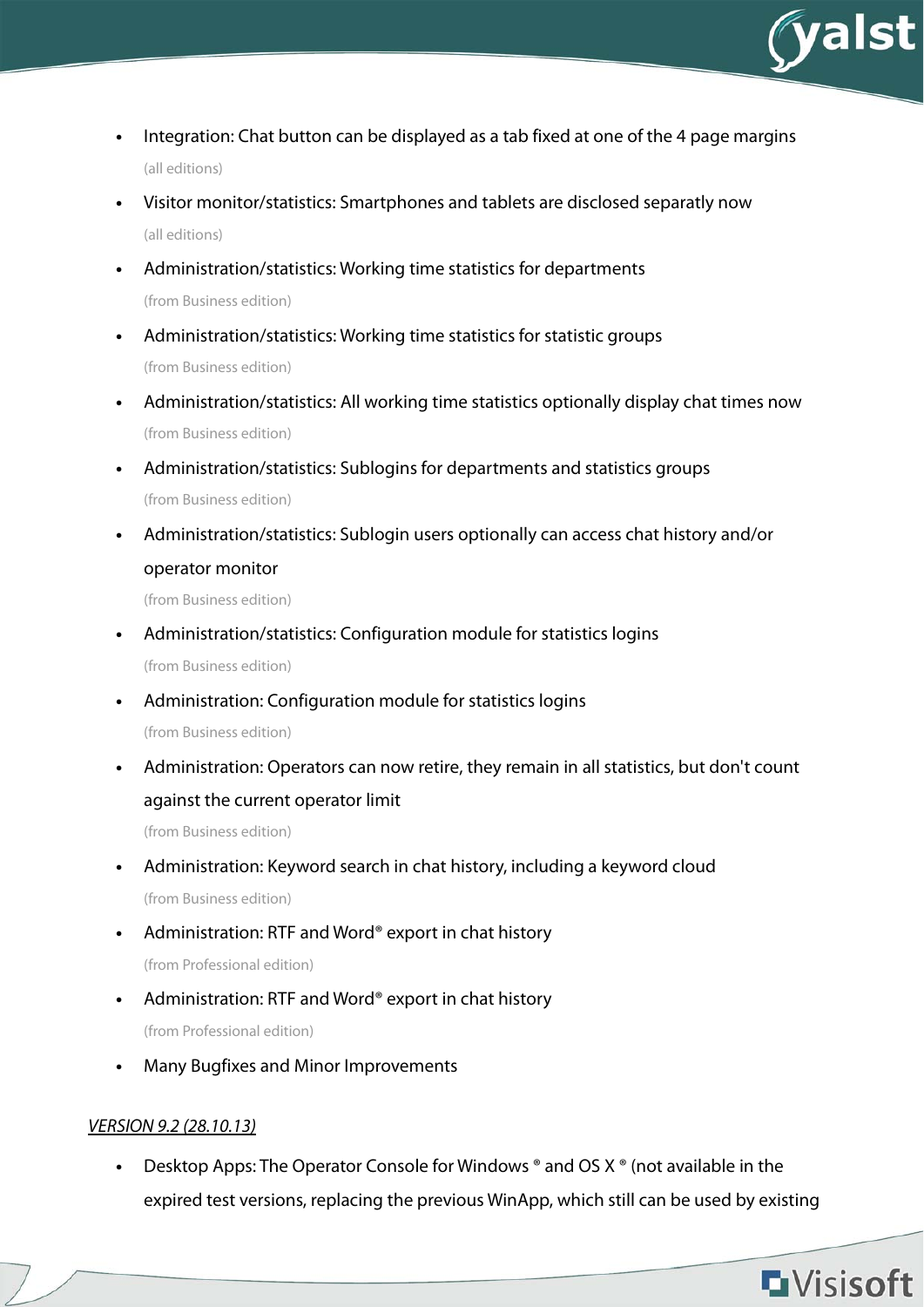- Integration: Chat button can be displayed as a tab fixed at one of the 4 page margins
  (all editions)
- Visitor monitor/statistics: Smartphones and tablets are disclosed separatly now
  (all editions)
- Administration/statistics: Working time statistics for departments
  (from Business edition)
- Administration/statistics: Working time statistics for statistic groups
  (from Business edition)
- Administration/statistics: All working time statistics optionally display chat times now
  (from Business edition)
- Administration/statistics: Sublogins for departments and statistics groups
  (from Business edition)
- Administration/statistics: Sublogin users optionally can access chat history and/or operator monitor
  (from Business edition)
- Administration/statistics: Configuration module for statistics logins
  (from Business edition)
- Administration: Configuration module for statistics logins
  (from Business edition)
- Administration: Operators can now retire, they remain in all statistics, but don't count against the current operator limit
  (from Business edition)
- Administration: Keyword search in chat history, including a keyword cloud
  (from Business edition)
- Administration: RTF and Word® export in chat history
  (from Professional edition)
- Administration: RTF and Word® export in chat history
  (from Professional edition)
- Many Bugfixes and Minor Improvements

*VERSION 9.2 (28.10.13)*

- Desktop Apps: The Operator Console for Windows ® and OS X ® (not available in the expired test versions, replacing the previous WinApp, which still can be used by existing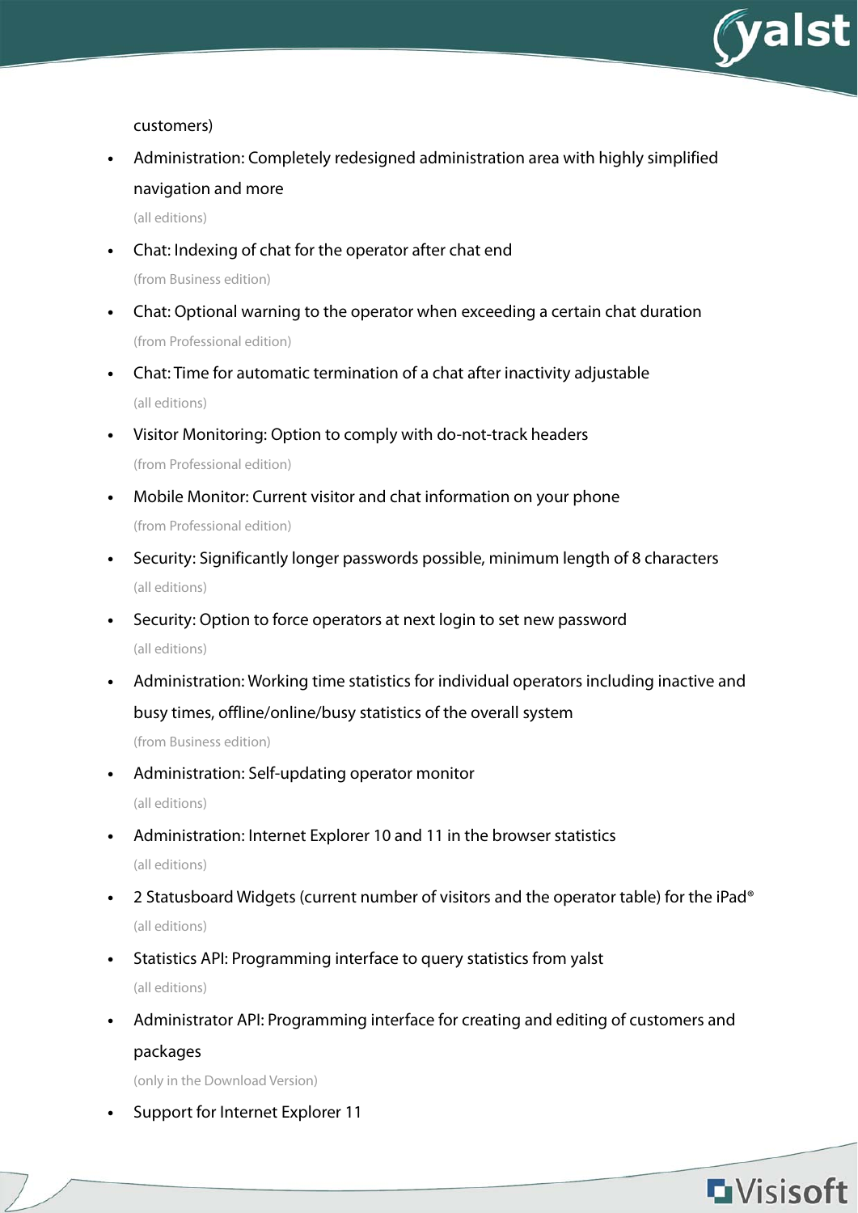customers)

- Administration: Completely redesigned administration area with highly simplified navigation and more
  (all editions)
- Chat: Indexing of chat for the operator after chat end
  (from Business edition)
- Chat: Optional warning to the operator when exceeding a certain chat duration
  (from Professional edition)
- Chat: Time for automatic termination of a chat after inactivity adjustable
  (all editions)
- Visitor Monitoring: Option to comply with do-not-track headers
  (from Professional edition)
- Mobile Monitor: Current visitor and chat information on your phone
  (from Professional edition)
- Security: Significantly longer passwords possible, minimum length of 8 characters
  (all editions)
- Security: Option to force operators at next login to set new password
  (all editions)
- Administration: Working time statistics for individual operators including inactive and busy times, offline/online/busy statistics of the overall system
  (from Business edition)
- Administration: Self-updating operator monitor
  (all editions)
- Administration: Internet Explorer 10 and 11 in the browser statistics
  (all editions)
- 2 Statusboard Widgets (current number of visitors and the operator table) for the iPad®
  (all editions)
- Statistics API: Programming interface to query statistics from yalst
  (all editions)
- Administrator API: Programming interface for creating and editing of customers and packages
  (only in the Download Version)
- Support for Internet Explorer 11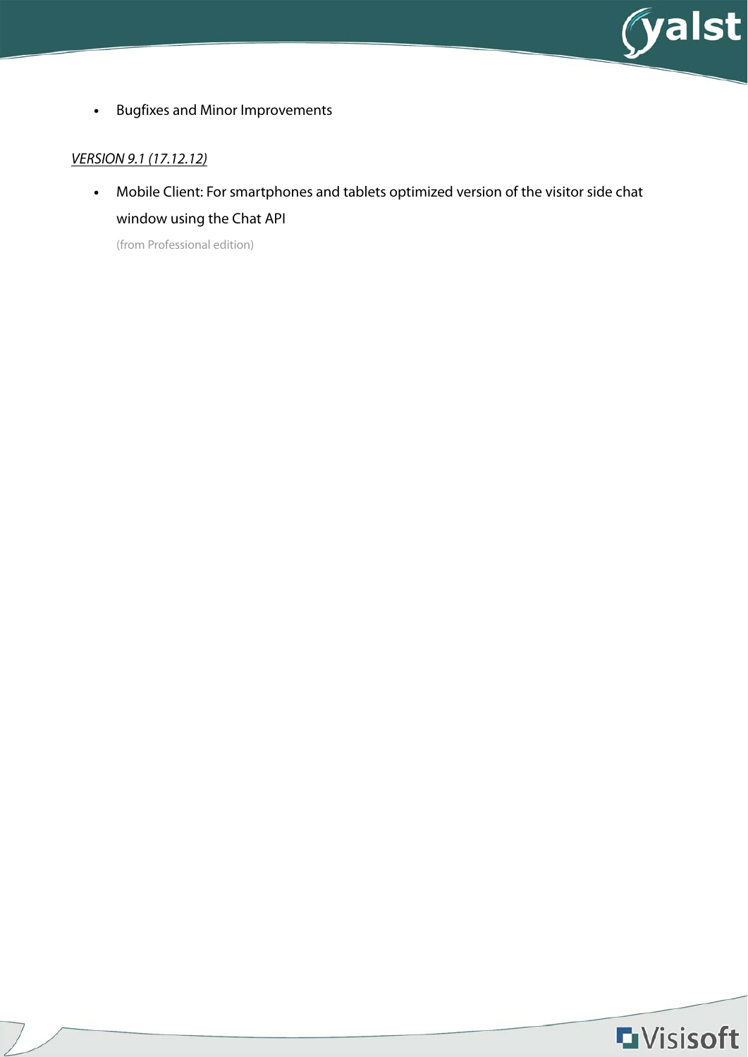- Bugfixes and Minor Improvements

*VERSION 9.1 (17.12.12)*

- Mobile Client: For smartphones and tablets optimized version of the visitor side chat window using the Chat API

  (from Professional edition)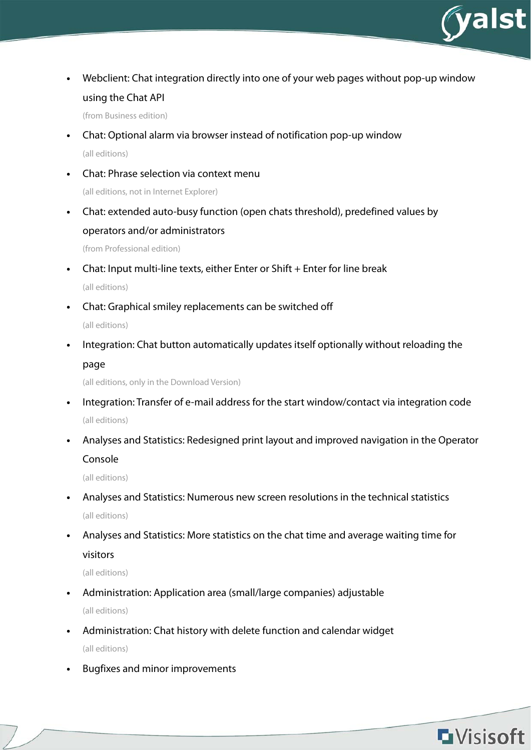- Webclient: Chat integration directly into one of your web pages without pop-up window using the Chat API
  (from Business edition)
- Chat: Optional alarm via browser instead of notification pop-up window
  (all editions)
- Chat: Phrase selection via context menu
  (all editions, not in Internet Explorer)
- Chat: extended auto-busy function (open chats threshold), predefined values by operators and/or administrators
  (from Professional edition)
- Chat: Input multi-line texts, either Enter or Shift + Enter for line break
  (all editions)
- Chat: Graphical smiley replacements can be switched off
  (all editions)
- Integration: Chat button automatically updates itself optionally without reloading the page
  (all editions, only in the Download Version)
- Integration: Transfer of e-mail address for the start window/contact via integration code
  (all editions)
- Analyses and Statistics: Redesigned print layout and improved navigation in the Operator Console
  (all editions)
- Analyses and Statistics: Numerous new screen resolutions in the technical statistics
  (all editions)
- Analyses and Statistics: More statistics on the chat time and average waiting time for visitors
  (all editions)
- Administration: Application area (small/large companies) adjustable
  (all editions)
- Administration: Chat history with delete function and calendar widget
  (all editions)
- Bugfixes and minor improvements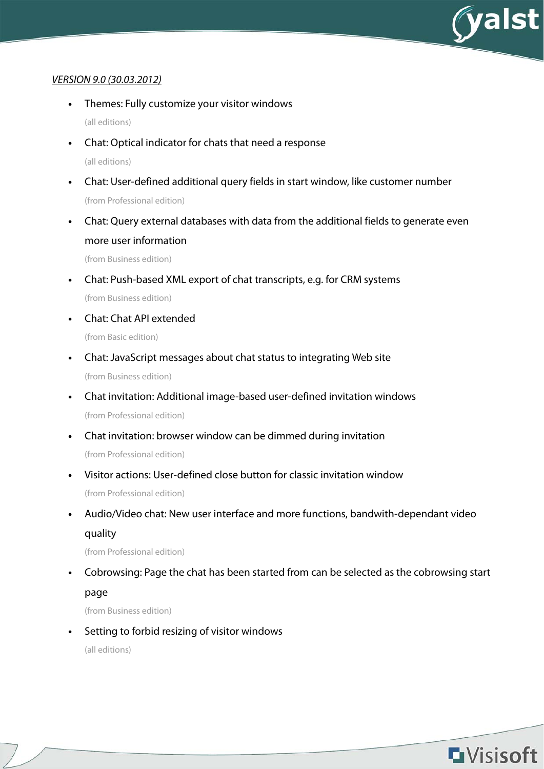*VERSION 9.0 (30.03.2012)*

- Themes: Fully customize your visitor windows
  (all editions)
- Chat: Optical indicator for chats that need a response
  (all editions)
- Chat: User-defined additional query fields in start window, like customer number
  (from Professional edition)
- Chat: Query external databases with data from the additional fields to generate even more user information
  (from Business edition)
- Chat: Push-based XML export of chat transcripts, e.g. for CRM systems
  (from Business edition)
- Chat: Chat API extended
  (from Basic edition)
- Chat: JavaScript messages about chat status to integrating Web site
  (from Business edition)
- Chat invitation: Additional image-based user-defined invitation windows
  (from Professional edition)
- Chat invitation: browser window can be dimmed during invitation
  (from Professional edition)
- Visitor actions: User-defined close button for classic invitation window
  (from Professional edition)
- Audio/Video chat: New user interface and more functions, bandwith-dependant video quality
  (from Professional edition)
- Cobrowsing: Page the chat has been started from can be selected as the cobrowsing start page
  (from Business edition)
- Setting to forbid resizing of visitor windows
  (all editions)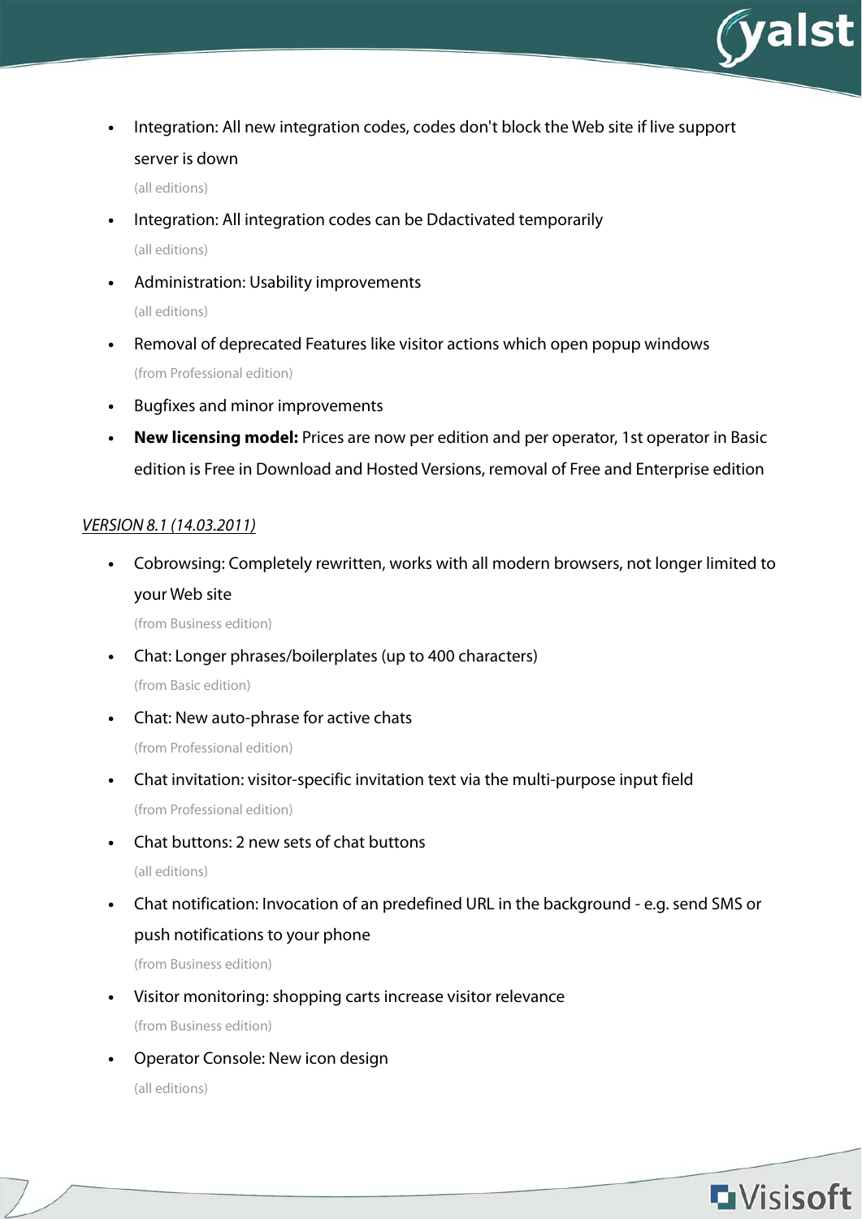- Integration: All new integration codes, codes don't block the Web site if live support server is down

  (all editions)
- Integration: All integration codes can be Ddactivated temporarily

  (all editions)
- Administration: Usability improvements

  (all editions)
- Removal of deprecated Features like visitor actions which open popup windows

  (from Professional edition)
- Bugfixes and minor improvements
- **New licensing model:** Prices are now per edition and per operator, 1st operator in Basic edition is Free in Download and Hosted Versions, removal of Free and Enterprise edition

*VERSION 8.1 (14.03.2011)*

- Cobrowsing: Completely rewritten, works with all modern browsers, not longer limited to your Web site

  (from Business edition)
- Chat: Longer phrases/boilerplates (up to 400 characters)

  (from Basic edition)
- Chat: New auto-phrase for active chats

  (from Professional edition)
- Chat invitation: visitor-specific invitation text via the multi-purpose input field

  (from Professional edition)
- Chat buttons: 2 new sets of chat buttons

  (all editions)
- Chat notification: Invocation of an predefined URL in the background - e.g. send SMS or push notifications to your phone

  (from Business edition)
- Visitor monitoring: shopping carts increase visitor relevance

  (from Business edition)
- Operator Console: New icon design

  (all editions)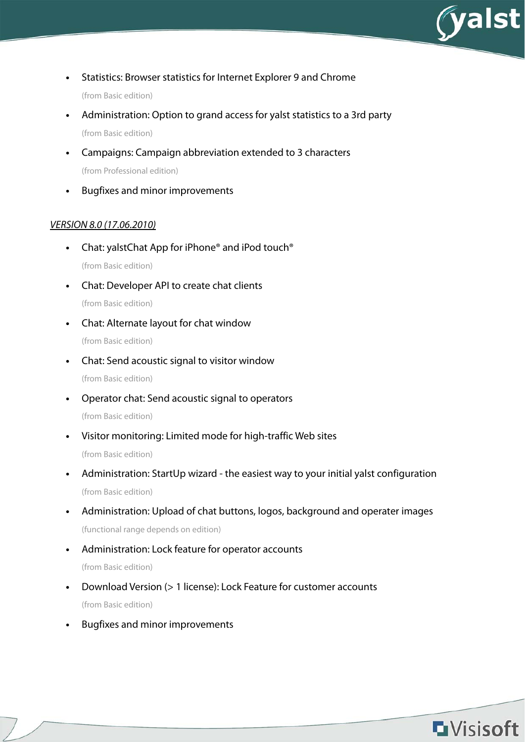- Statistics: Browser statistics for Internet Explorer 9 and Chrome

  (from Basic edition)

- Administration: Option to grand access for yalst statistics to a 3rd party

  (from Basic edition)

- Campaigns: Campaign abbreviation extended to 3 characters

  (from Professional edition)

- Bugfixes and minor improvements

*VERSION 8.0 (17.06.2010)*

- Chat: yalstChat App for iPhone® and iPod touch®

  (from Basic edition)

- Chat: Developer API to create chat clients

  (from Basic edition)

- Chat: Alternate layout for chat window

  (from Basic edition)

- Chat: Send acoustic signal to visitor window

  (from Basic edition)

- Operator chat: Send acoustic signal to operators

  (from Basic edition)

- Visitor monitoring: Limited mode for high-traffic Web sites

  (from Basic edition)

- Administration: StartUp wizard - the easiest way to your initial yalst configuration

  (from Basic edition)

- Administration: Upload of chat buttons, logos, background and operater images

  (functional range depends on edition)

- Administration: Lock feature for operator accounts

  (from Basic edition)

- Download Version (> 1 license): Lock Feature for customer accounts

  (from Basic edition)

- Bugfixes and minor improvements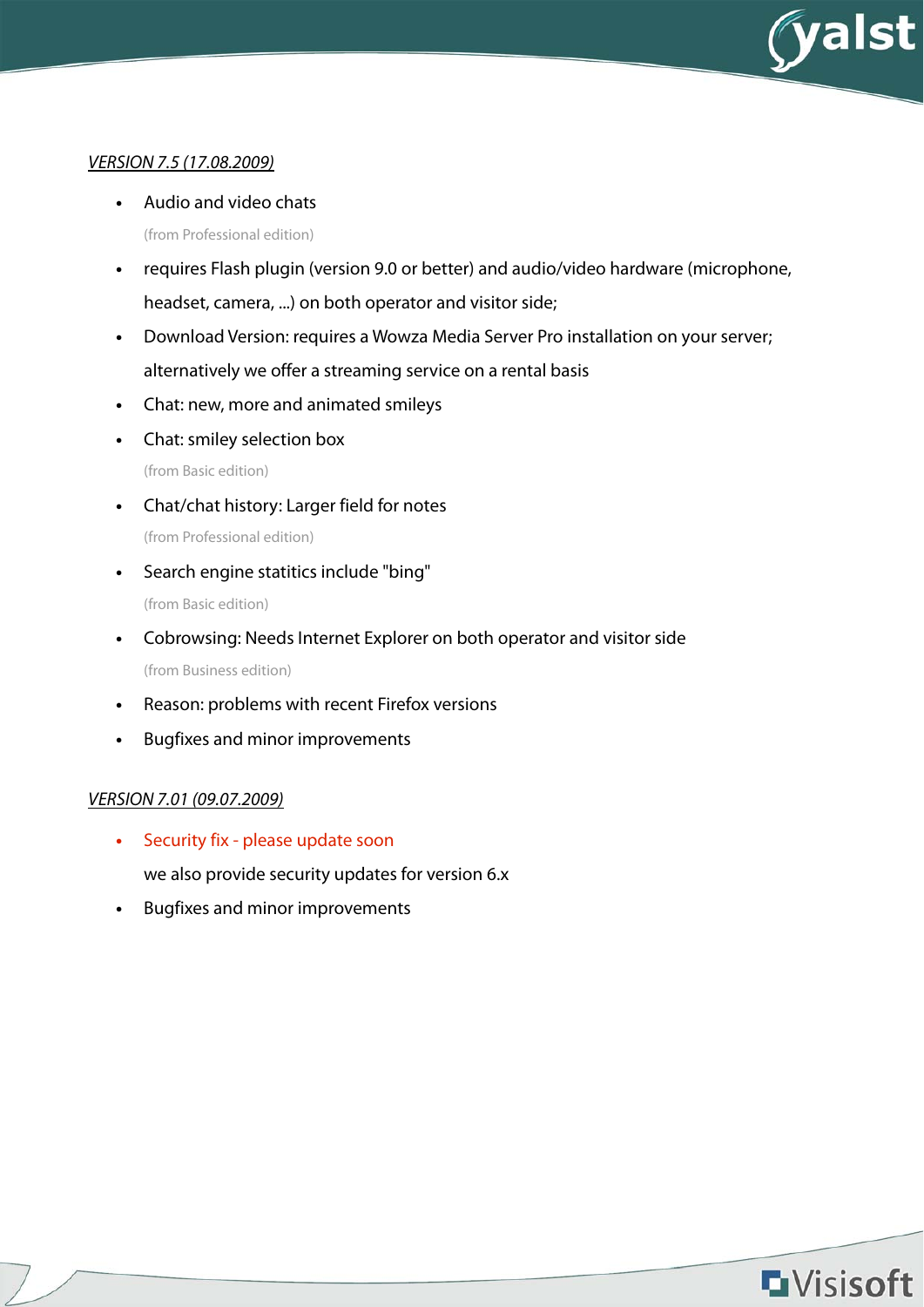*VERSION 7.5 (17.08.2009)*

- Audio and video chats

  (from Professional edition)

- requires Flash plugin (version 9.0 or better) and audio/video hardware (microphone, headset, camera, ...) on both operator and visitor side;
- Download Version: requires a Wowza Media Server Pro installation on your server; alternatively we offer a streaming service on a rental basis
- Chat: new, more and animated smileys
- Chat: smiley selection box

  (from Basic edition)

- Chat/chat history: Larger field for notes

  (from Professional edition)

- Search engine statitics include "bing"

  (from Basic edition)

- Cobrowsing: Needs Internet Explorer on both operator and visitor side

  (from Business edition)

- Reason: problems with recent Firefox versions
- Bugfixes and minor improvements

*VERSION 7.01 (09.07.2009)*

- Security fix - please update soon

  we also provide security updates for version 6.x

- Bugfixes and minor improvements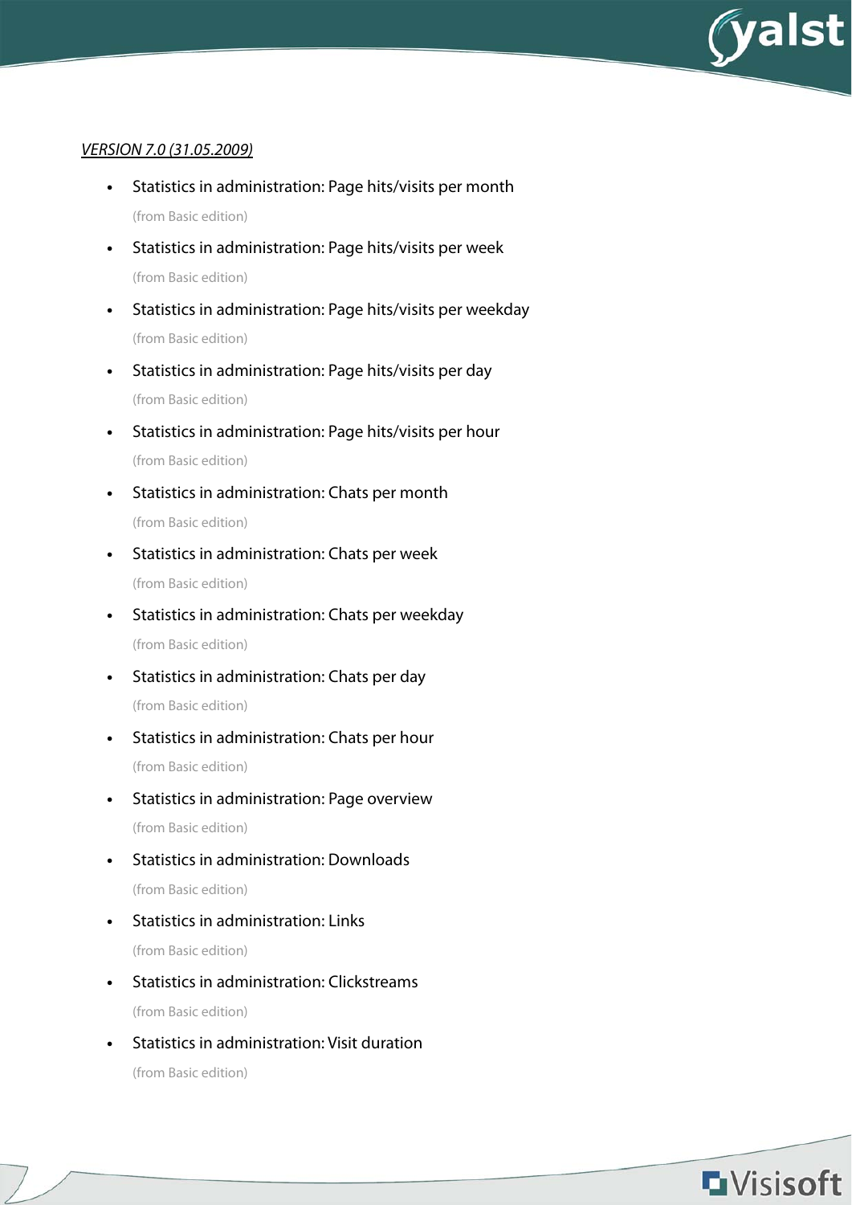*<u>VERSION 7.0 (31.05.2009)</u>*

- Statistics in administration: Page hits/visits per month

  (from Basic edition)
- Statistics in administration: Page hits/visits per week

  (from Basic edition)
- Statistics in administration: Page hits/visits per weekday

  (from Basic edition)
- Statistics in administration: Page hits/visits per day

  (from Basic edition)
- Statistics in administration: Page hits/visits per hour

  (from Basic edition)
- Statistics in administration: Chats per month

  (from Basic edition)
- Statistics in administration: Chats per week

  (from Basic edition)
- Statistics in administration: Chats per weekday

  (from Basic edition)
- Statistics in administration: Chats per day

  (from Basic edition)
- Statistics in administration: Chats per hour

  (from Basic edition)
- Statistics in administration: Page overview

  (from Basic edition)
- Statistics in administration: Downloads

  (from Basic edition)
- Statistics in administration: Links

  (from Basic edition)
- Statistics in administration: Clickstreams

  (from Basic edition)
- Statistics in administration: Visit duration

  (from Basic edition)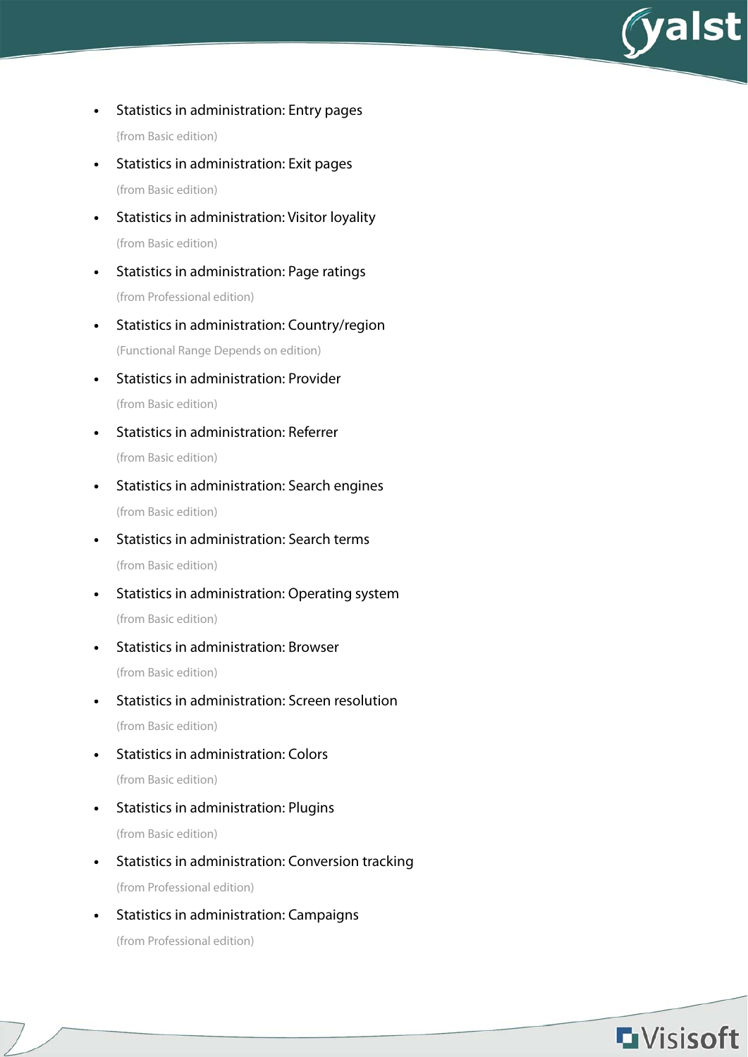- Statistics in administration: Entry pages

  {from Basic edition)

- Statistics in administration: Exit pages

  (from Basic edition)

- Statistics in administration: Visitor loyality

  (from Basic edition)

- Statistics in administration: Page ratings

  (from Professional edition)

- Statistics in administration: Country/region

  (Functional Range Depends on edition)

- Statistics in administration: Provider

  (from Basic edition)

- Statistics in administration: Referrer

  (from Basic edition)

- Statistics in administration: Search engines

  (from Basic edition)

- Statistics in administration: Search terms

  (from Basic edition)

- Statistics in administration: Operating system

  (from Basic edition)

- Statistics in administration: Browser

  (from Basic edition)

- Statistics in administration: Screen resolution

  (from Basic edition)

- Statistics in administration: Colors

  (from Basic edition)

- Statistics in administration: Plugins

  (from Basic edition)

- Statistics in administration: Conversion tracking

  (from Professional edition)

- Statistics in administration: Campaigns

  (from Professional edition)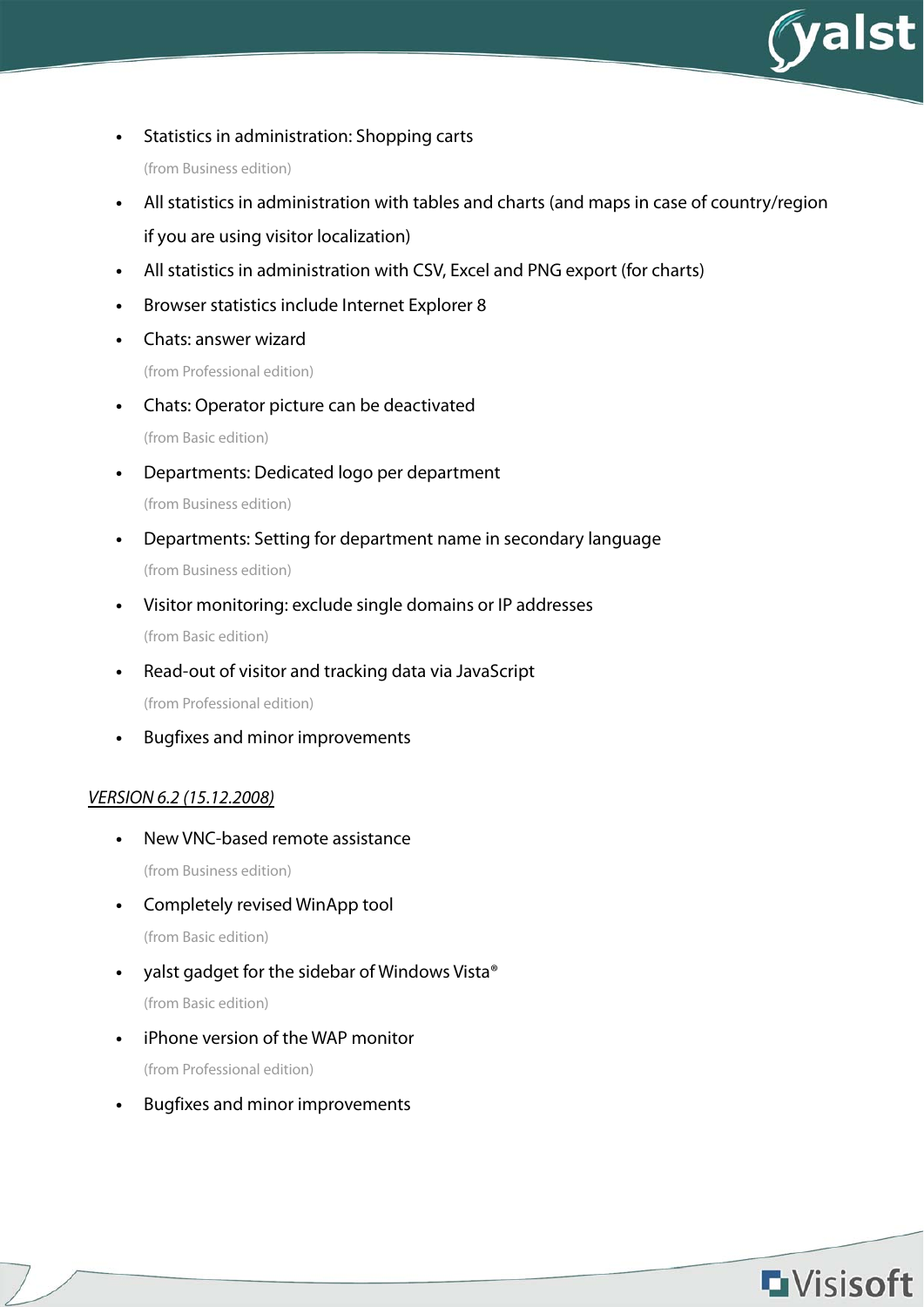- Statistics in administration: Shopping carts

  (from Business edition)

- All statistics in administration with tables and charts (and maps in case of country/region if you are using visitor localization)
- All statistics in administration with CSV, Excel and PNG export (for charts)
- Browser statistics include Internet Explorer 8
- Chats: answer wizard

  (from Professional edition)

- Chats: Operator picture can be deactivated

  (from Basic edition)

- Departments: Dedicated logo per department

  (from Business edition)

- Departments: Setting for department name in secondary language

  (from Business edition)

- Visitor monitoring: exclude single domains or IP addresses

  (from Basic edition)

- Read-out of visitor and tracking data via JavaScript

  (from Professional edition)

- Bugfixes and minor improvements

*VERSION 6.2 (15.12.2008)*

- New VNC-based remote assistance

  (from Business edition)

- Completely revised WinApp tool

  (from Basic edition)

- yalst gadget for the sidebar of Windows Vista®

  (from Basic edition)

- iPhone version of the WAP monitor

  (from Professional edition)

- Bugfixes and minor improvements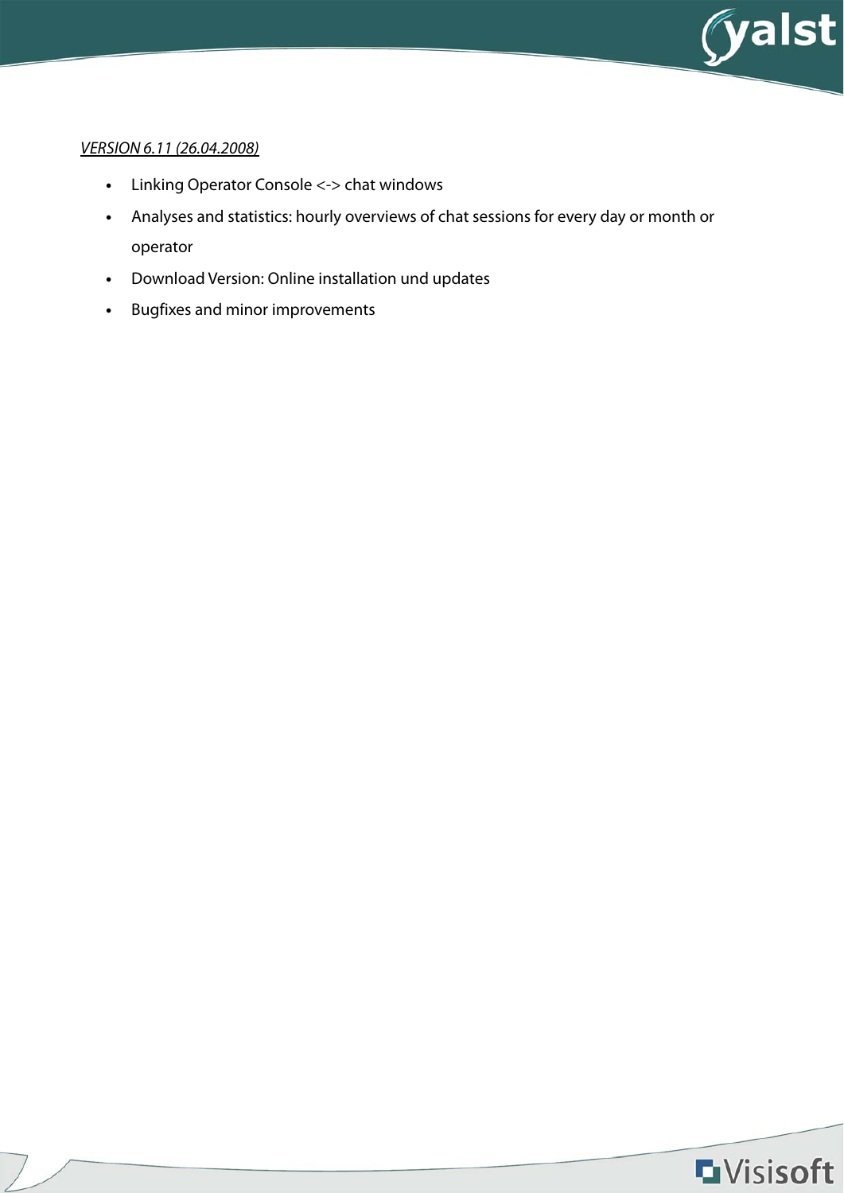*VERSION 6.11 (26.04.2008)*

- Linking Operator Console <-> chat windows
- Analyses and statistics: hourly overviews of chat sessions for every day or month or operator
- Download Version: Online installation und updates
- Bugfixes and minor improvements